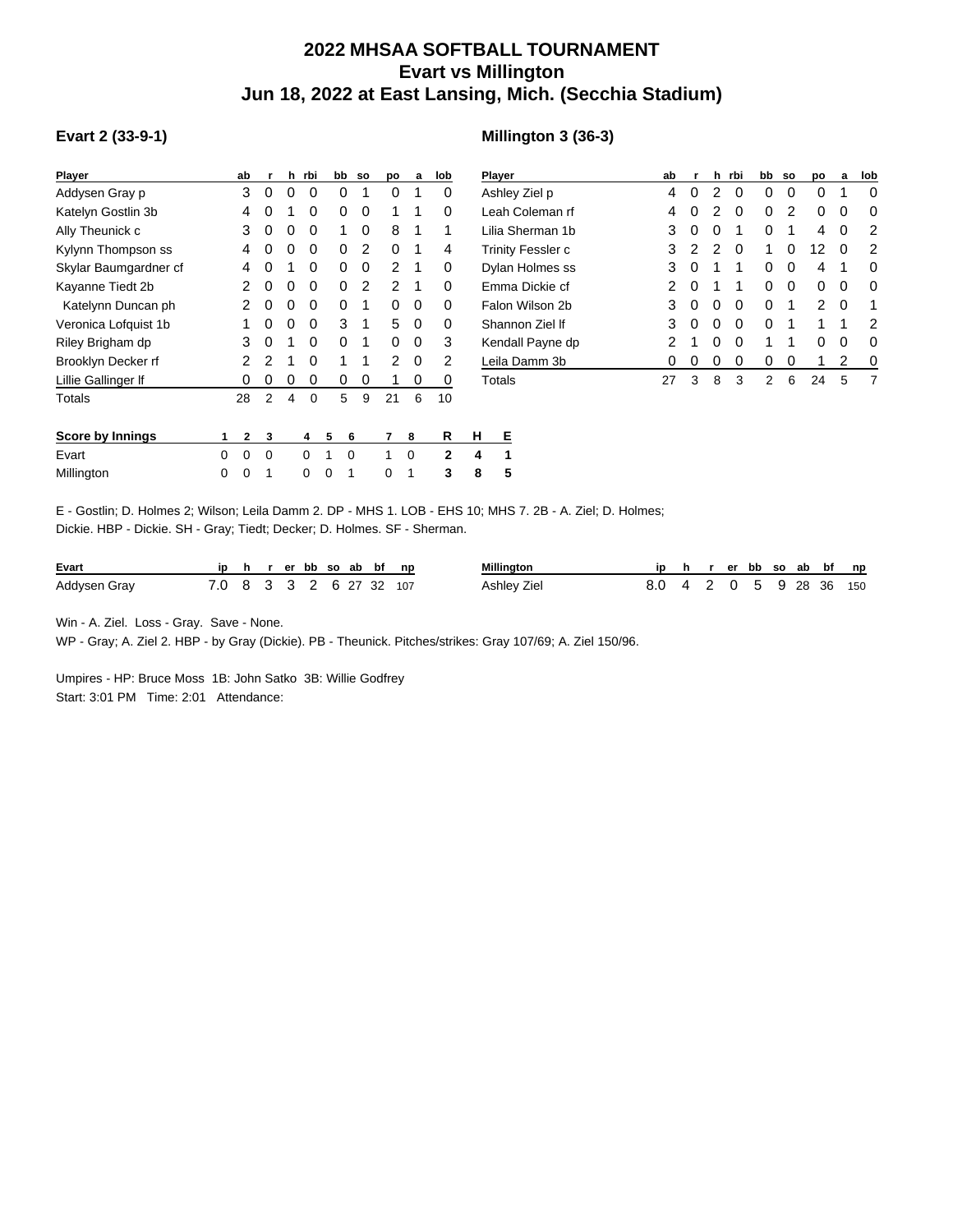# 2022 MHSAA SOFTBALL TOURNAMENT
## Evart vs Millington
## Jun 18, 2022 at East Lansing, Mich. (Secchia Stadium)

### Evart 2 (33-9-1)

| Player | ab | r | h | rbi | bb | so | po | a | lob |
|---|---|---|---|---|---|---|---|---|---|
| Addysen Gray p | 3 | 0 | 0 | 0 | 0 | 1 | 0 | 1 | 0 |
| Katelyn Gostlin 3b | 4 | 0 | 1 | 0 | 0 | 0 | 1 | 1 | 0 |
| Ally Theunick c | 3 | 0 | 0 | 0 | 1 | 0 | 8 | 1 | 1 |
| Kylynn Thompson ss | 4 | 0 | 0 | 0 | 0 | 2 | 0 | 1 | 4 |
| Skylar Baumgardner cf | 4 | 0 | 1 | 0 | 0 | 0 | 2 | 1 | 0 |
| Kayanne Tiedt 2b | 2 | 0 | 0 | 0 | 0 | 2 | 2 | 1 | 0 |
| Katelynn Duncan ph | 2 | 0 | 0 | 0 | 0 | 1 | 0 | 0 | 0 |
| Veronica Lofquist 1b | 1 | 0 | 0 | 0 | 3 | 1 | 5 | 0 | 0 |
| Riley Brigham dp | 3 | 0 | 1 | 0 | 0 | 1 | 0 | 0 | 3 |
| Brooklyn Decker rf | 2 | 2 | 1 | 0 | 1 | 1 | 2 | 0 | 2 |
| Lillie Gallinger lf | 0 | 0 | 0 | 0 | 0 | 0 | 1 | 0 | 0 |
| Totals | 28 | 2 | 4 | 0 | 5 | 9 | 21 | 6 | 10 |

### Millington 3 (36-3)

| Player | ab | r | h | rbi | bb | so | po | a | lob |
|---|---|---|---|---|---|---|---|---|---|
| Ashley Ziel p | 4 | 0 | 2 | 0 | 0 | 0 | 0 | 1 | 0 |
| Leah Coleman rf | 4 | 0 | 2 | 0 | 0 | 2 | 0 | 0 | 0 |
| Lilia Sherman 1b | 3 | 0 | 0 | 1 | 0 | 1 | 4 | 0 | 2 |
| Trinity Fessler c | 3 | 2 | 2 | 0 | 1 | 0 | 12 | 0 | 2 |
| Dylan Holmes ss | 3 | 0 | 1 | 1 | 0 | 0 | 4 | 1 | 0 |
| Emma Dickie cf | 2 | 0 | 1 | 1 | 0 | 0 | 0 | 0 | 0 |
| Falon Wilson 2b | 3 | 0 | 0 | 0 | 0 | 1 | 2 | 0 | 1 |
| Shannon Ziel lf | 3 | 0 | 0 | 0 | 0 | 1 | 1 | 1 | 2 |
| Kendall Payne dp | 2 | 1 | 0 | 0 | 1 | 1 | 0 | 0 | 0 |
| Leila Damm 3b | 0 | 0 | 0 | 0 | 0 | 0 | 1 | 2 | 0 |
| Totals | 27 | 3 | 8 | 3 | 2 | 6 | 24 | 5 | 7 |

| Score by Innings | 1 | 2 | 3 | 4 | 5 | 6 | 7 | 8 | R | H | E |
|---|---|---|---|---|---|---|---|---|---|---|---|
| Evart | 0 | 0 | 0 | 0 | 1 | 0 | 1 | 0 | 2 | 4 | 1 |
| Millington | 0 | 0 | 1 | 0 | 0 | 1 | 0 | 1 | 3 | 8 | 5 |

E - Gostlin; D. Holmes 2; Wilson; Leila Damm 2. DP - MHS 1. LOB - EHS 10; MHS 7. 2B - A. Ziel; D. Holmes; Dickie. HBP - Dickie. SH - Gray; Tiedt; Decker; D. Holmes. SF - Sherman.

| Evart | ip | h | r | er | bb | so | ab | bf | np |
|---|---|---|---|---|---|---|---|---|---|
| Addysen Gray | 7.0 | 8 | 3 | 3 | 2 | 6 | 27 | 32 | 107 |

| Millington | ip | h | r | er | bb | so | ab | bf | np |
|---|---|---|---|---|---|---|---|---|---|
| Ashley Ziel | 8.0 | 4 | 2 | 0 | 5 | 9 | 28 | 36 | 150 |

Win - A. Ziel. Loss - Gray. Save - None.
WP - Gray; A. Ziel 2. HBP - by Gray (Dickie). PB - Theunick. Pitches/strikes: Gray 107/69; A. Ziel 150/96.

Umpires - HP: Bruce Moss 1B: John Satko 3B: Willie Godfrey
Start: 3:01 PM Time: 2:01 Attendance: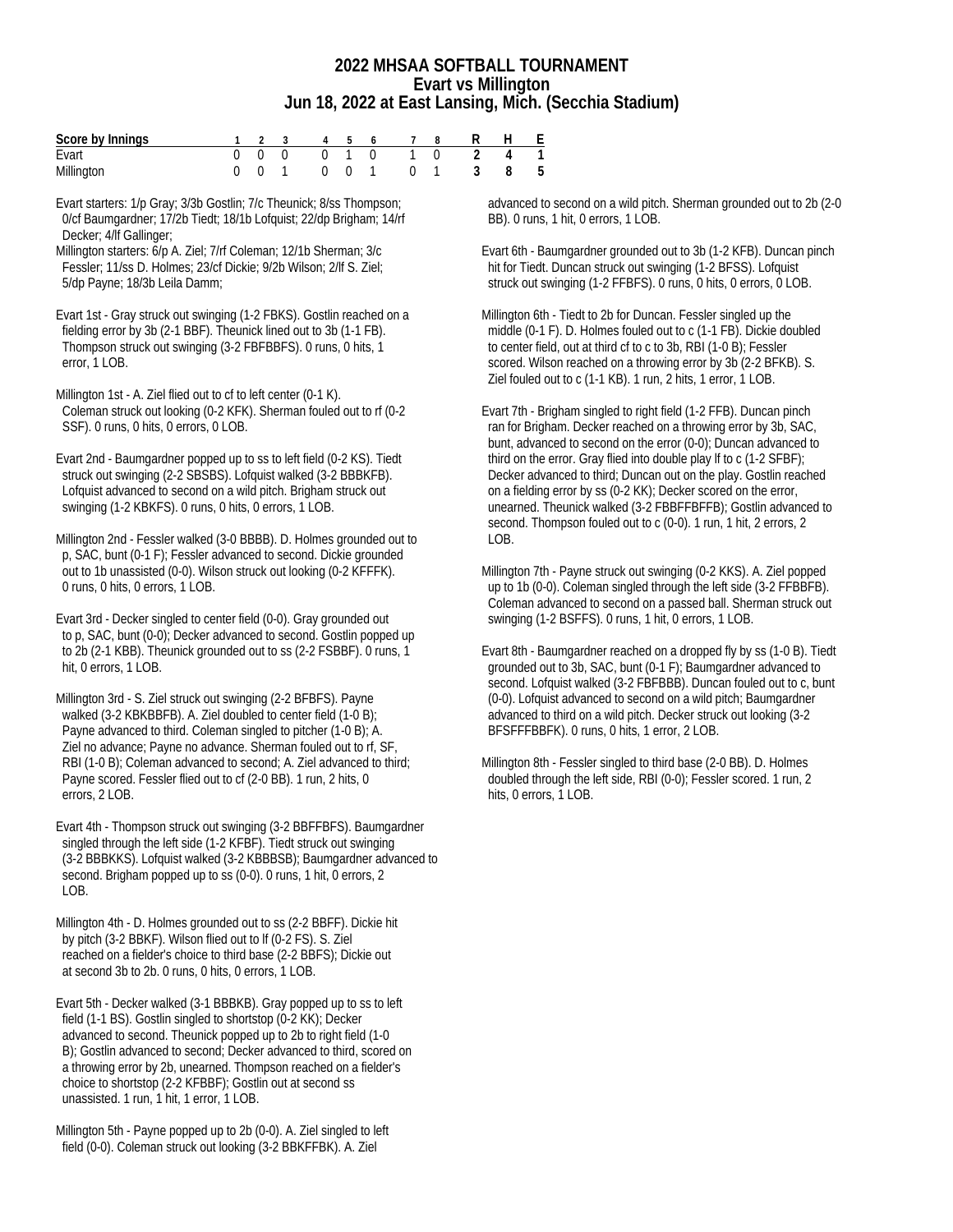# 2022 MHSAA SOFTBALL TOURNAMENT
## Evart vs Millington
### Jun 18, 2022 at East Lansing, Mich. (Secchia Stadium)

| Score by Innings | 1 | 2 | 3 | 4 | 5 | 6 | 7 | 8 | R | H | E |
|---|---|---|---|---|---|---|---|---|---|---|---|
| Evart | 0 | 0 | 0 | 0 | 1 | 0 | 1 | 0 | 2 | 4 | 1 |
| Millington | 0 | 0 | 1 | 0 | 0 | 1 | 0 | 1 | 3 | 8 | 5 |

Evart starters: 1/p Gray; 3/3b Gostlin; 7/c Theunick; 8/ss Thompson; 0/cf Baumgardner; 17/2b Tiedt; 18/1b Lofquist; 22/dp Brigham; 14/rf Decker; 4/lf Gallinger;

Millington starters: 6/p A. Ziel; 7/rf Coleman; 12/1b Sherman; 3/c Fessler; 11/ss D. Holmes; 23/cf Dickie; 9/2b Wilson; 2/lf S. Ziel; 5/dp Payne; 18/3b Leila Damm;

Evart 1st - Gray struck out swinging (1-2 FBKS). Gostlin reached on a fielding error by 3b (2-1 BBF). Theunick lined out to 3b (1-1 FB). Thompson struck out swinging (3-2 FBFBBFS). 0 runs, 0 hits, 1 error, 1 LOB.

Millington 1st - A. Ziel flied out to cf to left center (0-1 K). Coleman struck out looking (0-2 KFK). Sherman fouled out to rf (0-2 SSF). 0 runs, 0 hits, 0 errors, 0 LOB.

Evart 2nd - Baumgardner popped up to ss to left field (0-2 KS). Tiedt struck out swinging (2-2 SBSBS). Lofquist walked (3-2 BBBKFB). Lofquist advanced to second on a wild pitch. Brigham struck out swinging (1-2 KBKFS). 0 runs, 0 hits, 0 errors, 1 LOB.

Millington 2nd - Fessler walked (3-0 BBBB). D. Holmes grounded out to p, SAC, bunt (0-1 F); Fessler advanced to second. Dickie grounded out to 1b unassisted (0-0). Wilson struck out looking (0-2 KFFFK). 0 runs, 0 hits, 0 errors, 1 LOB.

Evart 3rd - Decker singled to center field (0-0). Gray grounded out to p, SAC, bunt (0-0); Decker advanced to second. Gostlin popped up to 2b (2-1 KBB). Theunick grounded out to ss (2-2 FSBBF). 0 runs, 1 hit, 0 errors, 1 LOB.

Millington 3rd - S. Ziel struck out swinging (2-2 BFBFS). Payne walked (3-2 KBKBBFB). A. Ziel doubled to center field (1-0 B); Payne advanced to third. Coleman singled to pitcher (1-0 B); A. Ziel no advance; Payne no advance. Sherman fouled out to rf, SF, RBI (1-0 B); Coleman advanced to second; A. Ziel advanced to third; Payne scored. Fessler flied out to cf (2-0 BB). 1 run, 2 hits, 0 errors, 2 LOB.

Evart 4th - Thompson struck out swinging (3-2 BBFFBFS). Baumgardner singled through the left side (1-2 KFBF). Tiedt struck out swinging (3-2 BBBKKS). Lofquist walked (3-2 KBBBSB); Baumgardner advanced to second. Brigham popped up to ss (0-0). 0 runs, 1 hit, 0 errors, 2 LOB.

Millington 4th - D. Holmes grounded out to ss (2-2 BBFF). Dickie hit by pitch (3-2 BBKF). Wilson flied out to lf (0-2 FS). S. Ziel reached on a fielder's choice to third base (2-2 BBFS); Dickie out at second 3b to 2b. 0 runs, 0 hits, 0 errors, 1 LOB.

Evart 5th - Decker walked (3-1 BBBKB). Gray popped up to ss to left field (1-1 BS). Gostlin singled to shortstop (0-2 KK); Decker advanced to second. Theunick popped up to 2b to right field (1-0 B); Gostlin advanced to second; Decker advanced to third, scored on a throwing error by 2b, unearned. Thompson reached on a fielder's choice to shortstop (2-2 KFBBF); Gostlin out at second ss unassisted. 1 run, 1 hit, 1 error, 1 LOB.

Millington 5th - Payne popped up to 2b (0-0). A. Ziel singled to left field (0-0). Coleman struck out looking (3-2 BBKFFBK). A. Ziel advanced to second on a wild pitch. Sherman grounded out to 2b (2-0 BB). 0 runs, 1 hit, 0 errors, 1 LOB.

Evart 6th - Baumgardner grounded out to 3b (1-2 KFB). Duncan pinch hit for Tiedt. Duncan struck out swinging (1-2 BFSS). Lofquist struck out swinging (1-2 FFBFS). 0 runs, 0 hits, 0 errors, 0 LOB.

Millington 6th - Tiedt to 2b for Duncan. Fessler singled up the middle (0-1 F). D. Holmes fouled out to c (1-1 FB). Dickie doubled to center field, out at third cf to c to 3b, RBI (1-0 B); Fessler scored. Wilson reached on a throwing error by 3b (2-2 BFKB). S. Ziel fouled out to c (1-1 KB). 1 run, 2 hits, 1 error, 1 LOB.

Evart 7th - Brigham singled to right field (1-2 FFB). Duncan pinch ran for Brigham. Decker reached on a throwing error by 3b, SAC, bunt, advanced to second on the error (0-0); Duncan advanced to third on the error. Gray flied into double play lf to c (1-2 SFBF); Decker advanced to third; Duncan out on the play. Gostlin reached on a fielding error by ss (0-2 KK); Decker scored on the error, unearned. Theunick walked (3-2 FBBFFBFFB); Gostlin advanced to second. Thompson fouled out to c (0-0). 1 run, 1 hit, 2 errors, 2 LOB.

Millington 7th - Payne struck out swinging (0-2 KKS). A. Ziel popped up to 1b (0-0). Coleman singled through the left side (3-2 FFBBFB). Coleman advanced to second on a passed ball. Sherman struck out swinging (1-2 BSFFS). 0 runs, 1 hit, 0 errors, 1 LOB.

Evart 8th - Baumgardner reached on a dropped fly by ss (1-0 B). Tiedt grounded out to 3b, SAC, bunt (0-1 F); Baumgardner advanced to second. Lofquist walked (3-2 FBFBBB). Duncan fouled out to c, bunt (0-0). Lofquist advanced to second on a wild pitch; Baumgardner advanced to third on a wild pitch. Decker struck out looking (3-2 BFSFFFBBFK). 0 runs, 0 hits, 1 error, 2 LOB.

Millington 8th - Fessler singled to third base (2-0 BB). D. Holmes doubled through the left side, RBI (0-0); Fessler scored. 1 run, 2 hits, 0 errors, 1 LOB.